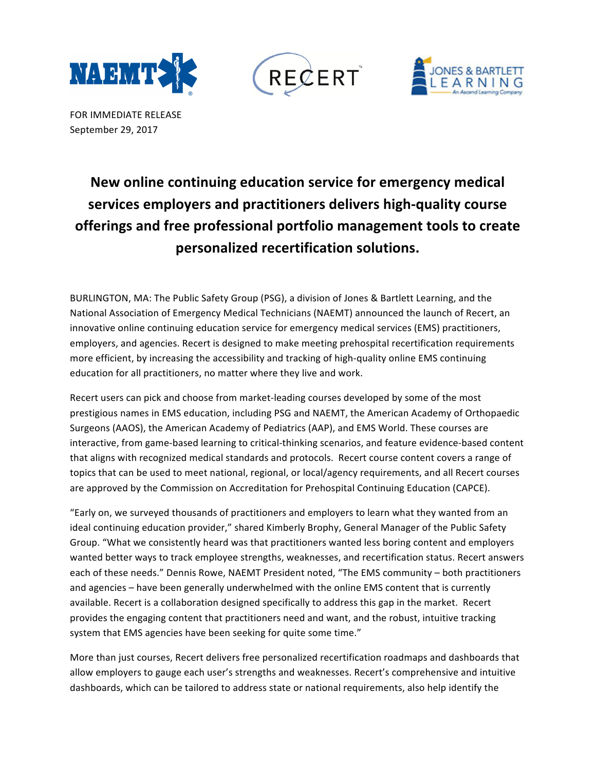FOR IMMEDIATE RELEASE
September 29, 2017

# New online continuing education service for emergency medical services employers and practitioners delivers high-quality course offerings and free professional portfolio management tools to create personalized recertification solutions.

BURLINGTON, MA: The Public Safety Group (PSG), a division of Jones & Bartlett Learning, and the National Association of Emergency Medical Technicians (NAEMT) announced the launch of Recert, an innovative online continuing education service for emergency medical services (EMS) practitioners, employers, and agencies. Recert is designed to make meeting prehospital recertification requirements more efficient, by increasing the accessibility and tracking of high-quality online EMS continuing education for all practitioners, no matter where they live and work.

Recert users can pick and choose from market-leading courses developed by some of the most prestigious names in EMS education, including PSG and NAEMT, the American Academy of Orthopaedic Surgeons (AAOS), the American Academy of Pediatrics (AAP), and EMS World. These courses are interactive, from game-based learning to critical-thinking scenarios, and feature evidence-based content that aligns with recognized medical standards and protocols. Recert course content covers a range of topics that can be used to meet national, regional, or local/agency requirements, and all Recert courses are approved by the Commission on Accreditation for Prehospital Continuing Education (CAPCE).

"Early on, we surveyed thousands of practitioners and employers to learn what they wanted from an ideal continuing education provider," shared Kimberly Brophy, General Manager of the Public Safety Group. "What we consistently heard was that practitioners wanted less boring content and employers wanted better ways to track employee strengths, weaknesses, and recertification status. Recert answers each of these needs." Dennis Rowe, NAEMT President noted, "The EMS community – both practitioners and agencies – have been generally underwhelmed with the online EMS content that is currently available. Recert is a collaboration designed specifically to address this gap in the market. Recert provides the engaging content that practitioners need and want, and the robust, intuitive tracking system that EMS agencies have been seeking for quite some time."

More than just courses, Recert delivers free personalized recertification roadmaps and dashboards that allow employers to gauge each user's strengths and weaknesses. Recert's comprehensive and intuitive dashboards, which can be tailored to address state or national requirements, also help identify the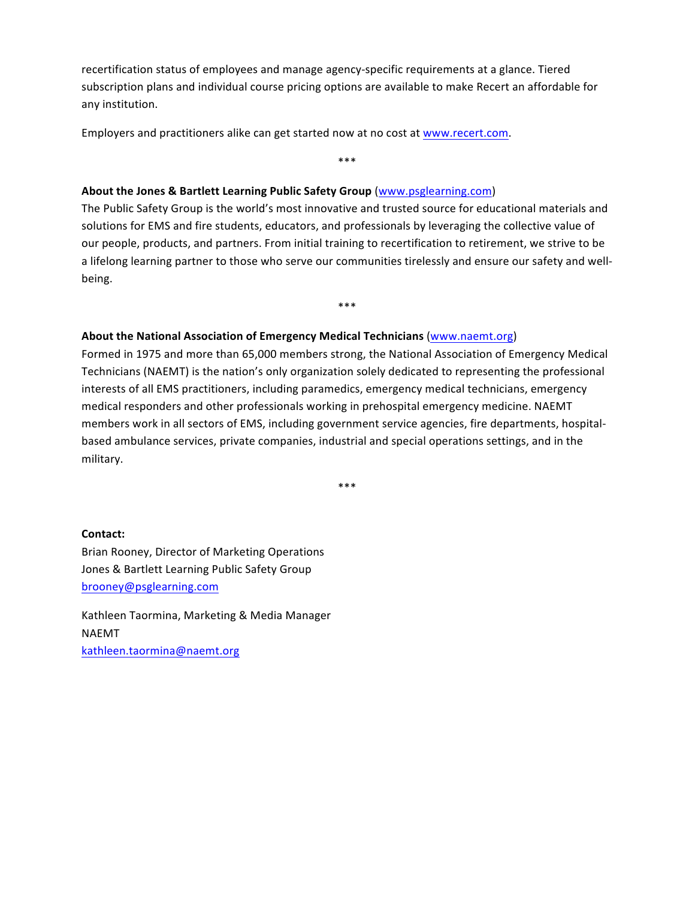recertification status of employees and manage agency-specific requirements at a glance. Tiered subscription plans and individual course pricing options are available to make Recert an affordable for any institution.

Employers and practitioners alike can get started now at no cost at www.recert.com.

***

**About the Jones & Bartlett Learning Public Safety Group** (www.psglearning.com)
The Public Safety Group is the world's most innovative and trusted source for educational materials and solutions for EMS and fire students, educators, and professionals by leveraging the collective value of our people, products, and partners. From initial training to recertification to retirement, we strive to be a lifelong learning partner to those who serve our communities tirelessly and ensure our safety and well-being.

***

**About the National Association of Emergency Medical Technicians** (www.naemt.org)
Formed in 1975 and more than 65,000 members strong, the National Association of Emergency Medical Technicians (NAEMT) is the nation's only organization solely dedicated to representing the professional interests of all EMS practitioners, including paramedics, emergency medical technicians, emergency medical responders and other professionals working in prehospital emergency medicine. NAEMT members work in all sectors of EMS, including government service agencies, fire departments, hospital-based ambulance services, private companies, industrial and special operations settings, and in the military.

***

**Contact:**
Brian Rooney, Director of Marketing Operations
Jones & Bartlett Learning Public Safety Group
brooney@psglearning.com

Kathleen Taormina, Marketing & Media Manager
NAEMT
kathleen.taormina@naemt.org